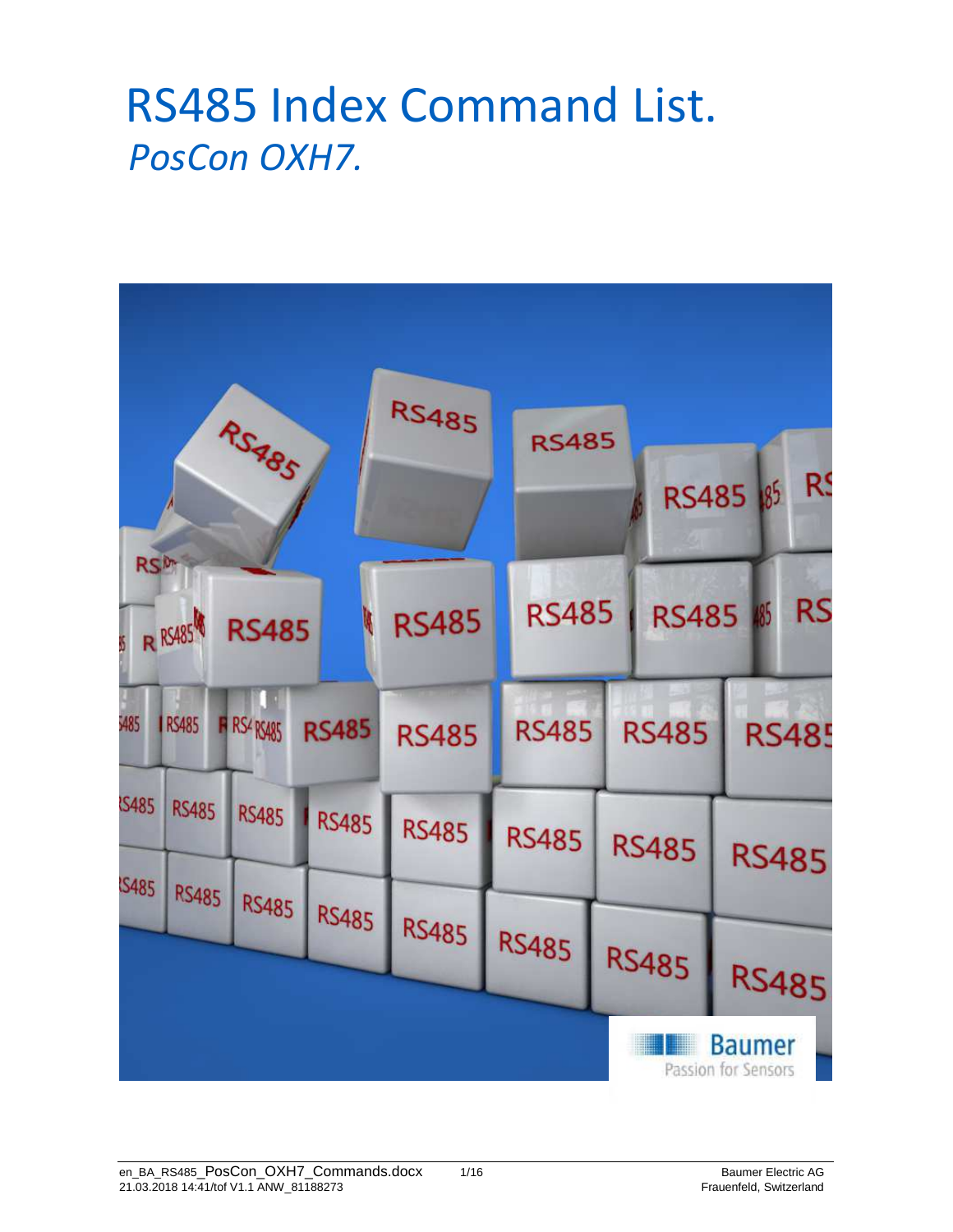# RS485 Index Command List.

## *PosCon OXH7.*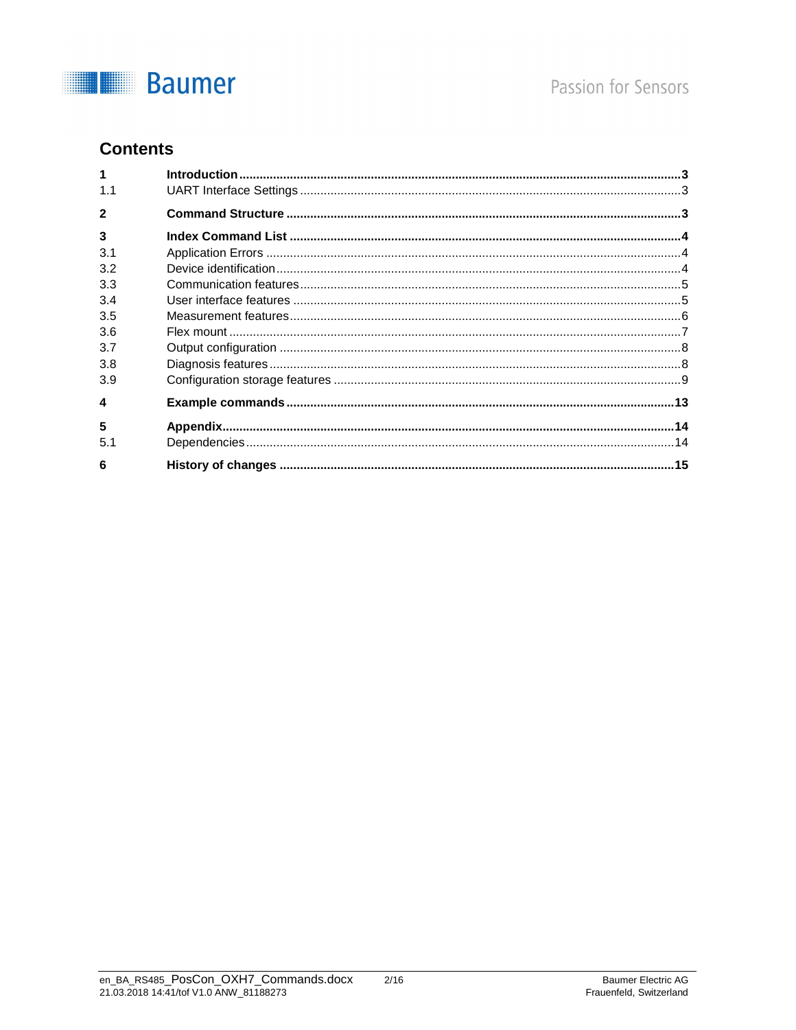## Contents

| | | |
|---|---|---|
| **1** | **Introduction** | **3** |
| 1.1 | UART Interface Settings | 3 |
| **2** | **Command Structure** | **3** |
| **3** | **Index Command List** | **4** |
| 3.1 | Application Errors | 4 |
| 3.2 | Device identification | 4 |
| 3.3 | Communication features | 5 |
| 3.4 | User interface features | 5 |
| 3.5 | Measurement features | 6 |
| 3.6 | Flex mount | 7 |
| 3.7 | Output configuration | 8 |
| 3.8 | Diagnosis features | 8 |
| 3.9 | Configuration storage features | 9 |
| **4** | **Example commands** | **13** |
| **5** | **Appendix** | **14** |
| 5.1 | Dependencies | 14 |
| **6** | **History of changes** | **15** |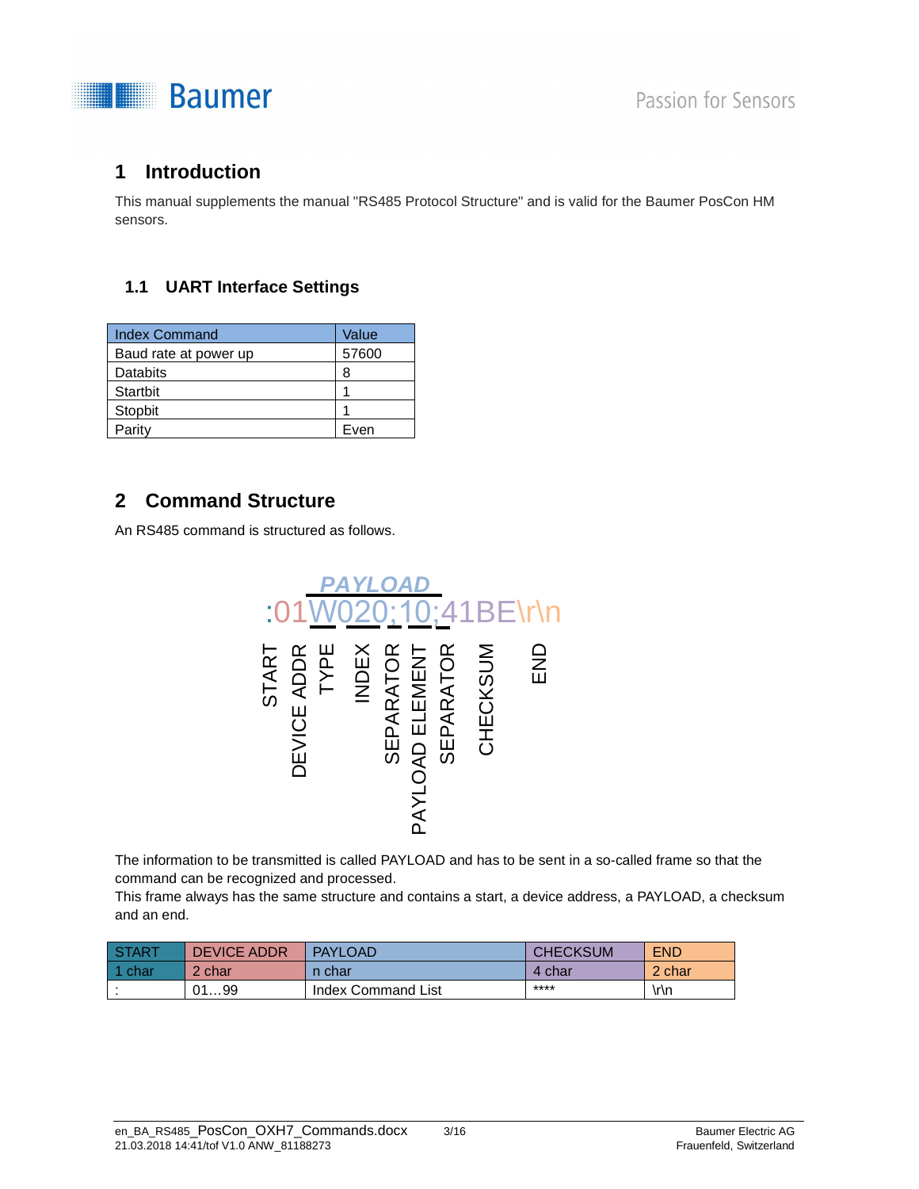# 1 Introduction

This manual supplements the manual "RS485 Protocol Structure" and is valid for the Baumer PosCon HM sensors.

## 1.1 UART Interface Settings

| Index Command | Value |
|---|---|
| Baud rate at power up | 57600 |
| Databits | 8 |
| Startbit | 1 |
| Stopbit | 1 |
| Parity | Even |

# 2 Command Structure

An RS485 command is structured as follows.

```
        PAYLOAD
:01W020;10;41BE\r\n
```

START, DEVICE ADDR, TYPE, INDEX, SEPARATOR, PAYLOAD ELEMENT, SEPARATOR, CHECKSUM, END

The information to be transmitted is called PAYLOAD and has to be sent in a so-called frame so that the command can be recognized and processed.
This frame always has the same structure and contains a start, a device address, a PAYLOAD, a checksum and an end.

| START | DEVICE ADDR | PAYLOAD | CHECKSUM | END |
|---|---|---|---|---|
| 1 char | 2 char | n char | 4 char | 2 char |
| : | 01…99 | Index Command List | **** | \r\n |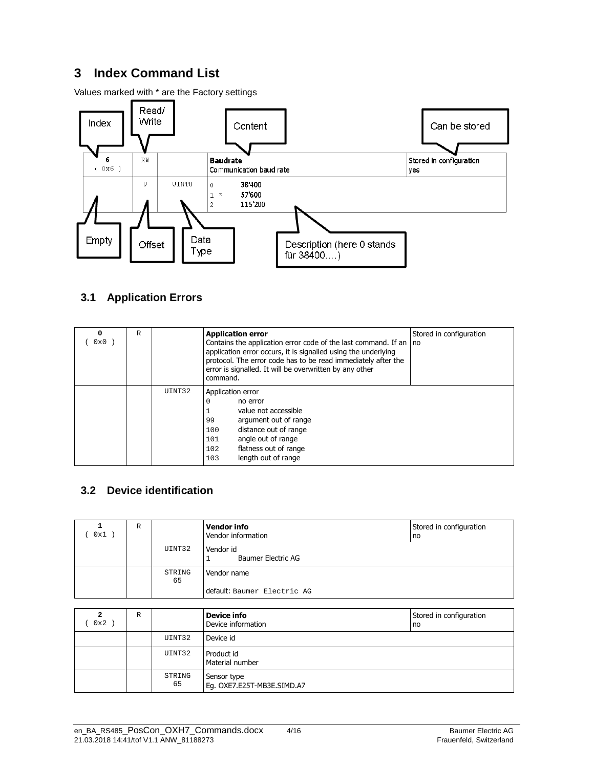# 3 Index Command List

Values marked with * are the Factory settings

| Index | Read/ Write | | Content | Can be stored |
|---|---|---|---|---|
| 6 ( 0x6 ) | RW | | **Baudrate**<br>Communication baud rate | Stored in configuration<br>yes |
| | 0 | UINT8 | 0 38'400<br>1 * 57'600<br>2 115'200 | |

Empty — Offset — Data Type — Description (here 0 stands für 38400....)

## 3.1 Application Errors

| | | | | |
|---|---|---|---|---|
| 0 ( 0x0 ) | R | | **Application error**<br>Contains the application error code of the last command. If an application error occurs, it is signalled using the underlying protocol. The error code has to be read immediately after the error is signalled. It will be overwritten by any other command. | Stored in configuration<br>no |
| | | UINT32 | Application error<br>0 no error<br>1 value not accessible<br>99 argument out of range<br>100 distance out of range<br>101 angle out of range<br>102 flatness out of range<br>103 length out of range | |

## 3.2 Device identification

| | | | | |
|---|---|---|---|---|
| 1 ( 0x1 ) | R | | **Vendor info**<br>Vendor information | Stored in configuration<br>no |
| | | UINT32 | Vendor id<br>1 Baumer Electric AG | |
| | | STRING 65 | Vendor name<br><br>default: Baumer Electric AG | |

| | | | | |
|---|---|---|---|---|
| 2 ( 0x2 ) | R | | **Device info**<br>Device information | Stored in configuration<br>no |
| | | UINT32 | Device id | |
| | | UINT32 | Product id<br>Material number | |
| | | STRING 65 | Sensor type<br>Eg. OXE7.E25T-MB3E.SIMD.A7 | |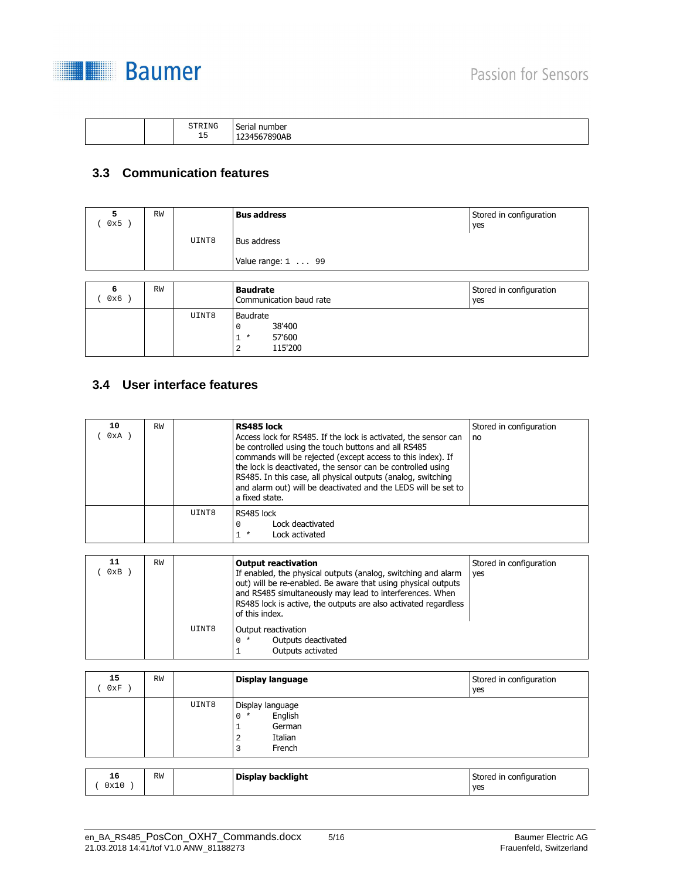| | | STRING 15 | Serial number 1234567890AB |
|---|---|---|---|

### 3.3 Communication features

| | | | | |
|---|---|---|---|---|
| **5** ( 0x5 ) | RW | | **Bus address** | Stored in configuration yes |
| | | UINT8 | Bus address<br><br>Value range: 1 ... 99 | |

| | | | | |
|---|---|---|---|---|
| **6** ( 0x6 ) | RW | | **Baudrate**<br>Communication baud rate | Stored in configuration yes |
| | | UINT8 | Baudrate<br>0 38'400<br>1 * 57'600<br>2 115'200 | |

### 3.4 User interface features

| | | | | |
|---|---|---|---|---|
| **10** ( 0xA ) | RW | | **RS485 lock**<br>Access lock for RS485. If the lock is activated, the sensor can be controlled using the touch buttons and all RS485 commands will be rejected (except access to this index). If the lock is deactivated, the sensor can be controlled using RS485. In this case, all physical outputs (analog, switching and alarm out) will be deactivated and the LEDS will be set to a fixed state. | Stored in configuration no |
| | | UINT8 | RS485 lock<br>0 Lock deactivated<br>1 * Lock activated | |

| | | | | |
|---|---|---|---|---|
| **11** ( 0xB ) | RW | | **Output reactivation**<br>If enabled, the physical outputs (analog, switching and alarm out) will be re-enabled. Be aware that using physical outputs and RS485 simultaneously may lead to interferences. When RS485 lock is active, the outputs are also activated regardless of this index. | Stored in configuration yes |
| | | UINT8 | Output reactivation<br>0 * Outputs deactivated<br>1 Outputs activated | |

| | | | | |
|---|---|---|---|---|
| **15** ( 0xF ) | RW | | **Display language** | Stored in configuration yes |
| | | UINT8 | Display language<br>0 * English<br>1 German<br>2 Italian<br>3 French | |

| | | | | |
|---|---|---|---|---|
| **16** ( 0x10 ) | RW | | **Display backlight** | Stored in configuration yes |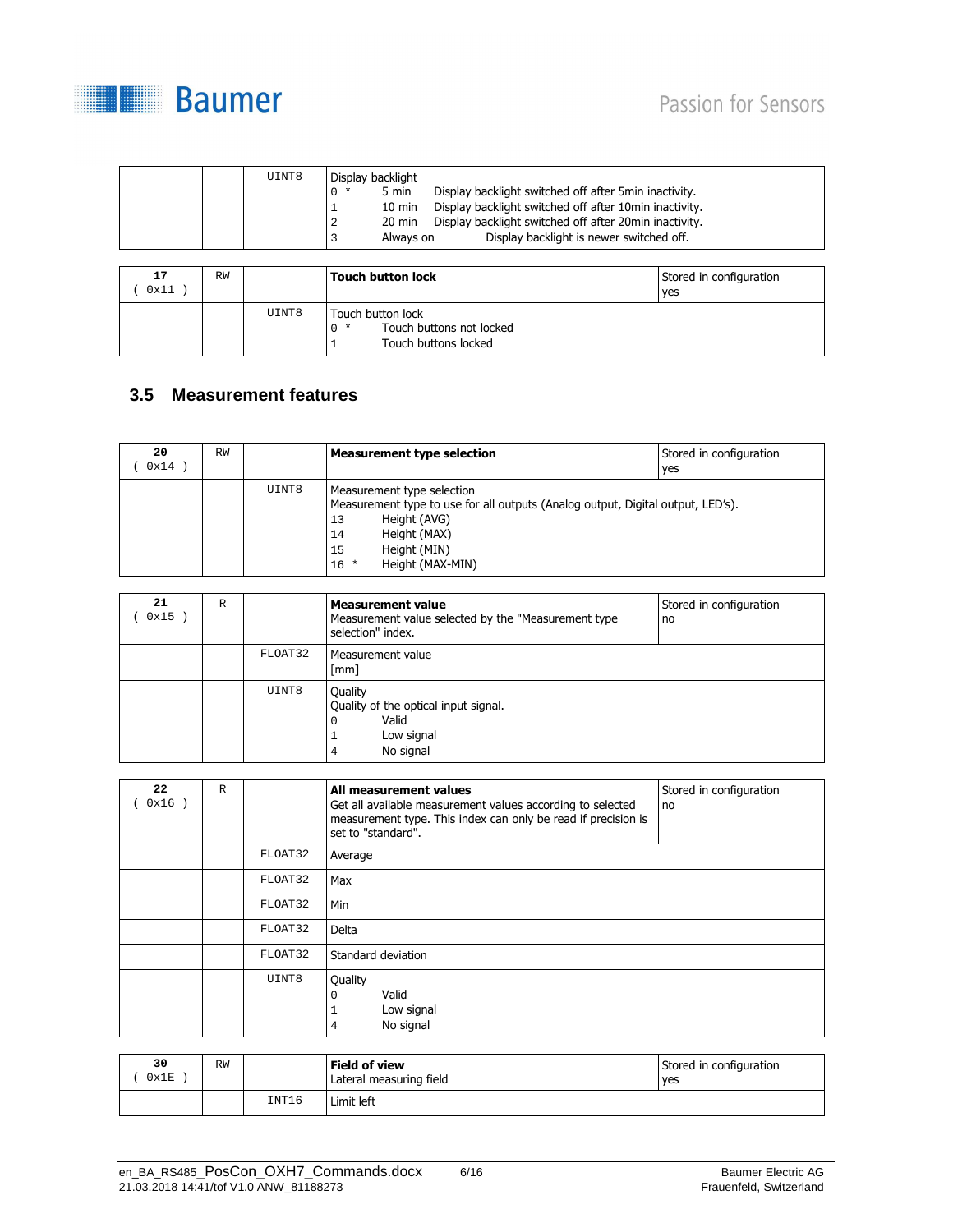| | | UINT8 | Display backlight<br>0 * 5 min Display backlight switched off after 5min inactivity.<br>1 10 min Display backlight switched off after 10min inactivity.<br>2 20 min Display backlight switched off after 20min inactivity.<br>3 Always on Display backlight is newer switched off. | |
|---|---|---|---|---|

| 17<br>( 0x11 ) | RW | | **Touch button lock** | Stored in configuration<br>yes |
|---|---|---|---|---|
| | | UINT8 | Touch button lock<br>0 * Touch buttons not locked<br>1 Touch buttons locked | |

## 3.5 Measurement features

| 20<br>( 0x14 ) | RW | | **Measurement type selection** | Stored in configuration<br>yes |
|---|---|---|---|---|
| | | UINT8 | Measurement type selection<br>Measurement type to use for all outputs (Analog output, Digital output, LED's).<br>13 Height (AVG)<br>14 Height (MAX)<br>15 Height (MIN)<br>16 * Height (MAX-MIN) | |

| 21<br>( 0x15 ) | R | | **Measurement value**<br>Measurement value selected by the "Measurement type selection" index. | Stored in configuration<br>no |
|---|---|---|---|---|
| | | FLOAT32 | Measurement value<br>[mm] | |
| | | UINT8 | Quality<br>Quality of the optical input signal.<br>0 Valid<br>1 Low signal<br>4 No signal | |

| 22<br>( 0x16 ) | R | | **All measurement values**<br>Get all available measurement values according to selected measurement type. This index can only be read if precision is set to "standard". | Stored in configuration<br>no |
|---|---|---|---|---|
| | | FLOAT32 | Average | |
| | | FLOAT32 | Max | |
| | | FLOAT32 | Min | |
| | | FLOAT32 | Delta | |
| | | FLOAT32 | Standard deviation | |
| | | UINT8 | Quality<br>0 Valid<br>1 Low signal<br>4 No signal | |

| 30<br>( 0x1E ) | RW | | **Field of view**<br>Lateral measuring field | Stored in configuration<br>yes |
|---|---|---|---|---|
| | | INT16 | Limit left | |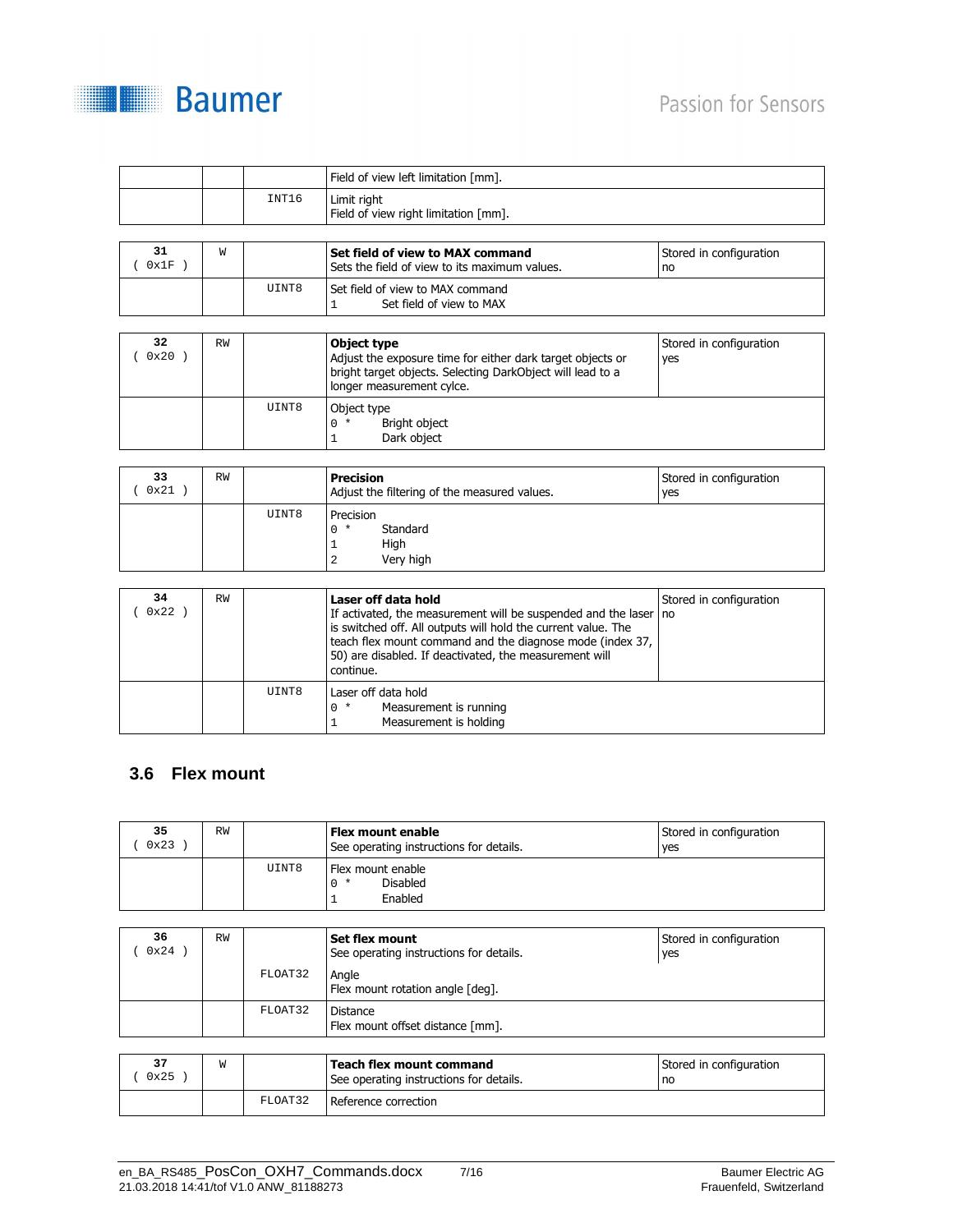| | | | Field of view left limitation [mm]. | |
|---|---|---|---|---|
| | | INT16 | Limit right<br>Field of view right limitation [mm]. | |

| 31<br>( 0x1F ) | W | | **Set field of view to MAX command**<br>Sets the field of view to its maximum values. | Stored in configuration<br>no |
|---|---|---|---|---|
| | | UINT8 | Set field of view to MAX command<br>1 Set field of view to MAX | |

| 32<br>( 0x20 ) | RW | | **Object type**<br>Adjust the exposure time for either dark target objects or bright target objects. Selecting DarkObject will lead to a longer measurement cylce. | Stored in configuration<br>yes |
|---|---|---|---|---|
| | | UINT8 | Object type<br>0 * Bright object<br>1 Dark object | |

| 33<br>( 0x21 ) | RW | | **Precision**<br>Adjust the filtering of the measured values. | Stored in configuration<br>yes |
|---|---|---|---|---|
| | | UINT8 | Precision<br>0 * Standard<br>1 High<br>2 Very high | |

| 34<br>( 0x22 ) | RW | | **Laser off data hold**<br>If activated, the measurement will be suspended and the laser is switched off. All outputs will hold the current value. The teach flex mount command and the diagnose mode (index 37, 50) are disabled. If deactivated, the measurement will continue. | Stored in configuration<br>no |
|---|---|---|---|---|
| | | UINT8 | Laser off data hold<br>0 * Measurement is running<br>1 Measurement is holding | |

## 3.6 Flex mount

| 35<br>( 0x23 ) | RW | | **Flex mount enable**<br>See operating instructions for details. | Stored in configuration<br>yes |
|---|---|---|---|---|
| | | UINT8 | Flex mount enable<br>0 * Disabled<br>1 Enabled | |

| 36<br>( 0x24 ) | RW | | **Set flex mount**<br>See operating instructions for details. | Stored in configuration<br>yes |
|---|---|---|---|---|
| | | FLOAT32 | Angle<br>Flex mount rotation angle [deg]. | |
| | | FLOAT32 | Distance<br>Flex mount offset distance [mm]. | |

| 37<br>( 0x25 ) | W | | **Teach flex mount command**<br>See operating instructions for details. | Stored in configuration<br>no |
|---|---|---|---|---|
| | | FLOAT32 | Reference correction | |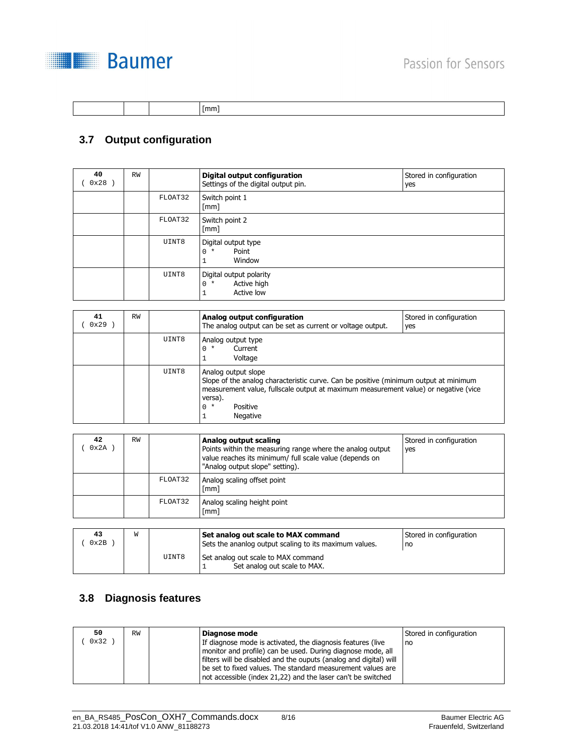| | | | [mm] |
|---|---|---|---|

## 3.7 Output configuration

| | | | | |
|---|---|---|---|---|
| **40** ( 0x28 ) | RW | | **Digital output configuration**<br>Settings of the digital output pin. | Stored in configuration<br>yes |
| | | FLOAT32 | Switch point 1<br>[mm] | |
| | | FLOAT32 | Switch point 2<br>[mm] | |
| | | UINT8 | Digital output type<br>0 * Point<br>1 Window | |
| | | UINT8 | Digital output polarity<br>0 * Active high<br>1 Active low | |

| | | | | |
|---|---|---|---|---|
| **41** ( 0x29 ) | RW | | **Analog output configuration**<br>The analog output can be set as current or voltage output. | Stored in configuration<br>yes |
| | | UINT8 | Analog output type<br>0 * Current<br>1 Voltage | |
| | | UINT8 | Analog output slope<br>Slope of the analog characteristic curve. Can be positive (minimum output at minimum measurement value, fullscale output at maximum measurement value) or negative (vice versa).<br>0 * Positive<br>1 Negative | |

| | | | | |
|---|---|---|---|---|
| **42** ( 0x2A ) | RW | | **Analog output scaling**<br>Points within the measuring range where the analog output value reaches its minimum/ full scale value (depends on "Analog output slope" setting). | Stored in configuration<br>yes |
| | | FLOAT32 | Analog scaling offset point<br>[mm] | |
| | | FLOAT32 | Analog scaling height point<br>[mm] | |

| | | | | |
|---|---|---|---|---|
| **43** ( 0x2B ) | W | | **Set analog out scale to MAX command**<br>Sets the ananlog output scaling to its maximum values. | Stored in configuration<br>no |
| | | UINT8 | Set analog out scale to MAX command<br>1 Set analog out scale to MAX. | |

## 3.8 Diagnosis features

| | | | | |
|---|---|---|---|---|
| **50** ( 0x32 ) | RW | | **Diagnose mode**<br>If diagnose mode is activated, the diagnosis features (live monitor and profile) can be used. During diagnose mode, all filters will be disabled and the ouputs (analog and digital) will be set to fixed values. The standard measurement values are not accessible (index 21,22) and the laser can't be switched | Stored in configuration<br>no |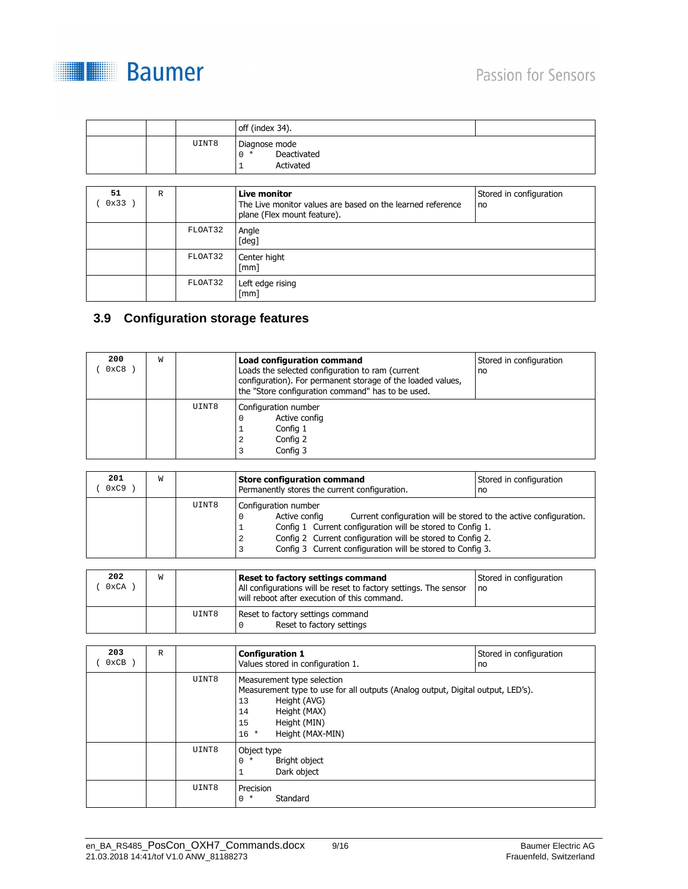| | | | | |
|---|---|---|---|---|
| | | | off (index 34). | |
| | | UINT8 | Diagnose mode<br>0 * Deactivated<br>1 Activated | |

| | | | | |
|---|---|---|---|---|
| **51**<br>( 0x33 ) | R | | **Live monitor**<br>The Live monitor values are based on the learned reference plane (Flex mount feature). | Stored in configuration<br>no |
| | | FLOAT32 | Angle<br>[deg] | |
| | | FLOAT32 | Center hight<br>[mm] | |
| | | FLOAT32 | Left edge rising<br>[mm] | |

## 3.9 Configuration storage features

| | | | | |
|---|---|---|---|---|
| **200**<br>( 0xC8 ) | W | | **Load configuration command**<br>Loads the selected configuration to ram (current configuration). For permanent storage of the loaded values, the "Store configuration command" has to be used. | Stored in configuration<br>no |
| | | UINT8 | Configuration number<br>0 Active config<br>1 Config 1<br>2 Config 2<br>3 Config 3 | |

| | | | | |
|---|---|---|---|---|
| **201**<br>( 0xC9 ) | W | | **Store configuration command**<br>Permanently stores the current configuration. | Stored in configuration<br>no |
| | | UINT8 | Configuration number<br>0 Active config Current configuration will be stored to the active configuration.<br>1 Config 1 Current configuration will be stored to Config 1.<br>2 Config 2 Current configuration will be stored to Config 2.<br>3 Config 3 Current configuration will be stored to Config 3. | |

| | | | | |
|---|---|---|---|---|
| **202**<br>( 0xCA ) | W | | **Reset to factory settings command**<br>All configurations will be reset to factory settings. The sensor will reboot after execution of this command. | Stored in configuration<br>no |
| | | UINT8 | Reset to factory settings command<br>0 Reset to factory settings | |

| | | | | |
|---|---|---|---|---|
| **203**<br>( 0xCB ) | R | | **Configuration 1**<br>Values stored in configuration 1. | Stored in configuration<br>no |
| | | UINT8 | Measurement type selection<br>Measurement type to use for all outputs (Analog output, Digital output, LED's).<br>13 Height (AVG)<br>14 Height (MAX)<br>15 Height (MIN)<br>16 * Height (MAX-MIN) | |
| | | UINT8 | Object type<br>0 * Bright object<br>1 Dark object | |
| | | UINT8 | Precision<br>0 * Standard | |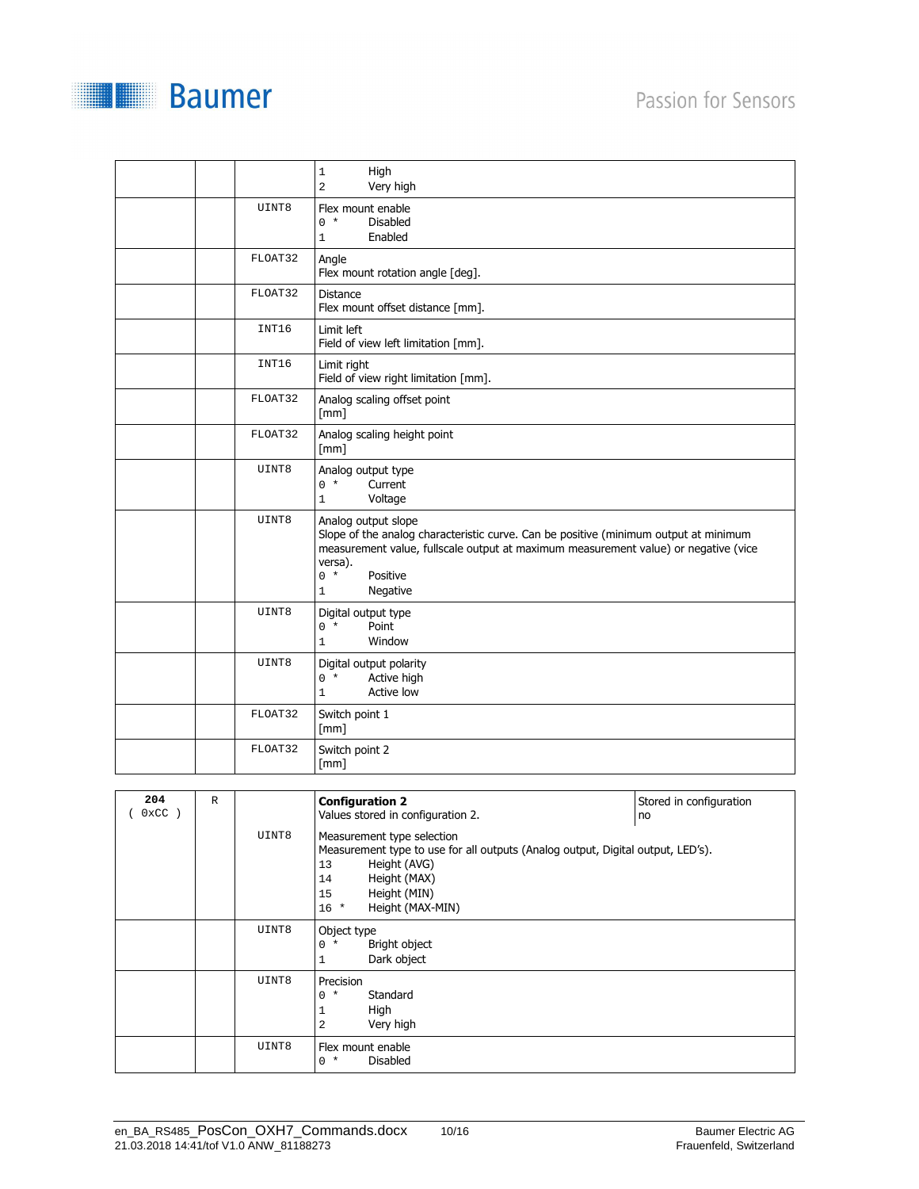| | | | |
|---|---|---|---|
| | | | 1 High<br>2 Very high |
| | | UINT8 | Flex mount enable<br>0 * Disabled<br>1 Enabled |
| | | FLOAT32 | Angle<br>Flex mount rotation angle [deg]. |
| | | FLOAT32 | Distance<br>Flex mount offset distance [mm]. |
| | | INT16 | Limit left<br>Field of view left limitation [mm]. |
| | | INT16 | Limit right<br>Field of view right limitation [mm]. |
| | | FLOAT32 | Analog scaling offset point<br>[mm] |
| | | FLOAT32 | Analog scaling height point<br>[mm] |
| | | UINT8 | Analog output type<br>0 * Current<br>1 Voltage |
| | | UINT8 | Analog output slope<br>Slope of the analog characteristic curve. Can be positive (minimum output at minimum measurement value, fullscale output at maximum measurement value) or negative (vice versa).<br>0 * Positive<br>1 Negative |
| | | UINT8 | Digital output type<br>0 * Point<br>1 Window |
| | | UINT8 | Digital output polarity<br>0 * Active high<br>1 Active low |
| | | FLOAT32 | Switch point 1<br>[mm] |
| | | FLOAT32 | Switch point 2<br>[mm] |

| | | | | |
|---|---|---|---|---|
| **204**<br>( 0xCC ) | R | | **Configuration 2**<br>Values stored in configuration 2. | Stored in configuration<br>no |
| | | UINT8 | Measurement type selection<br>Measurement type to use for all outputs (Analog output, Digital output, LED's).<br>13 Height (AVG)<br>14 Height (MAX)<br>15 Height (MIN)<br>16 * Height (MAX-MIN) | |
| | | UINT8 | Object type<br>0 * Bright object<br>1 Dark object | |
| | | UINT8 | Precision<br>0 * Standard<br>1 High<br>2 Very high | |
| | | UINT8 | Flex mount enable<br>0 * Disabled | |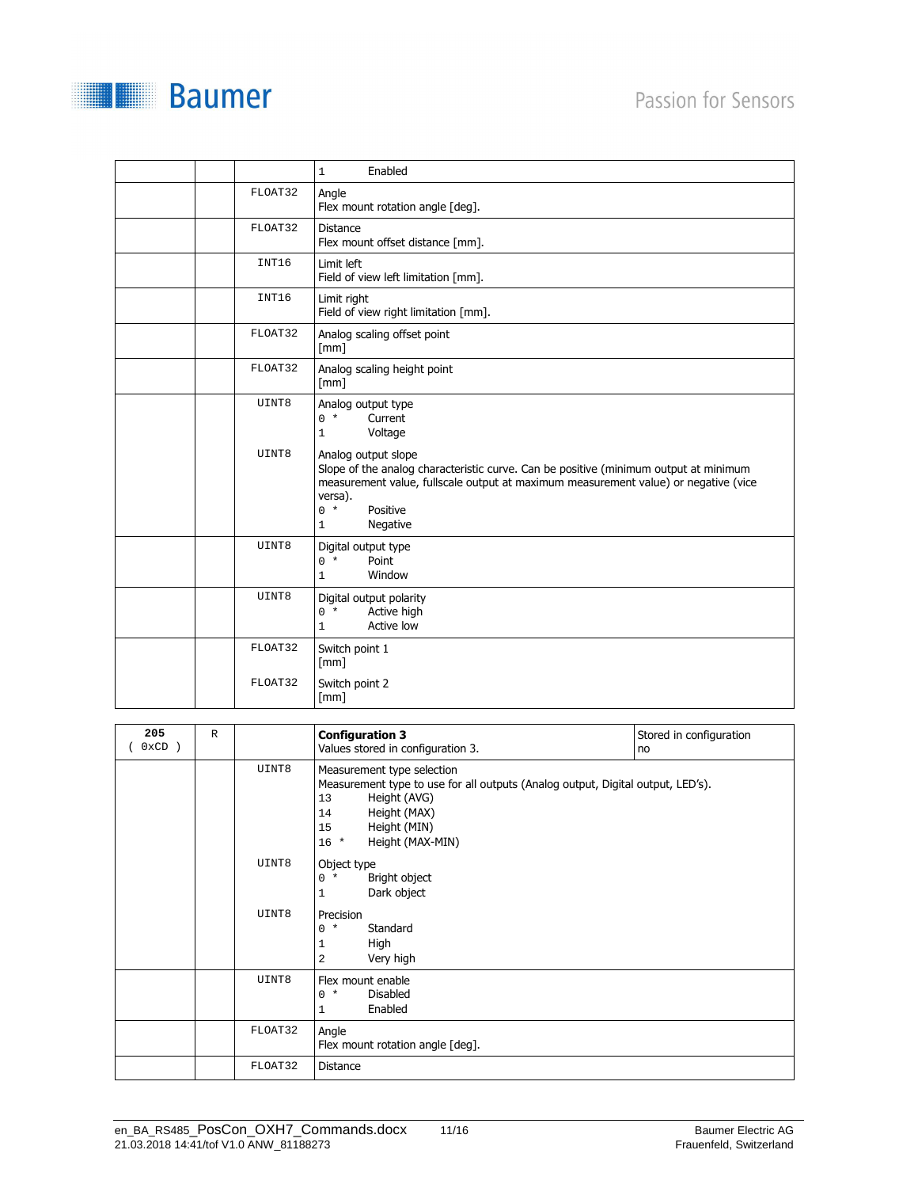| | | | |
|---|---|---|---|
| | | | 1 Enabled |
| | | FLOAT32 | Angle<br>Flex mount rotation angle [deg]. |
| | | FLOAT32 | Distance<br>Flex mount offset distance [mm]. |
| | | INT16 | Limit left<br>Field of view left limitation [mm]. |
| | | INT16 | Limit right<br>Field of view right limitation [mm]. |
| | | FLOAT32 | Analog scaling offset point<br>[mm] |
| | | FLOAT32 | Analog scaling height point<br>[mm] |
| | | UINT8<br><br><br><br>UINT8 | Analog output type<br>0 * Current<br>1 Voltage<br><br>Analog output slope<br>Slope of the analog characteristic curve. Can be positive (minimum output at minimum measurement value, fullscale output at maximum measurement value) or negative (vice versa).<br>0 * Positive<br>1 Negative |
| | | UINT8 | Digital output type<br>0 * Point<br>1 Window |
| | | UINT8 | Digital output polarity<br>0 * Active high<br>1 Active low |
| | | FLOAT32<br><br>FLOAT32 | Switch point 1<br>[mm]<br><br>Switch point 2<br>[mm] |

| | | | | |
|---|---|---|---|---|
| 205<br>( 0xCD ) | R | | **Configuration 3**<br>Values stored in configuration 3. | Stored in configuration<br>no |
| | | UINT8<br><br><br><br><br><br>UINT8<br><br><br><br>UINT8 | Measurement type selection<br>Measurement type to use for all outputs (Analog output, Digital output, LED's).<br>13 Height (AVG)<br>14 Height (MAX)<br>15 Height (MIN)<br>16 * Height (MAX-MIN)<br><br>Object type<br>0 * Bright object<br>1 Dark object<br><br>Precision<br>0 * Standard<br>1 High<br>2 Very high | |
| | | UINT8 | Flex mount enable<br>0 * Disabled<br>1 Enabled | |
| | | FLOAT32 | Angle<br>Flex mount rotation angle [deg]. | |
| | | FLOAT32 | Distance | |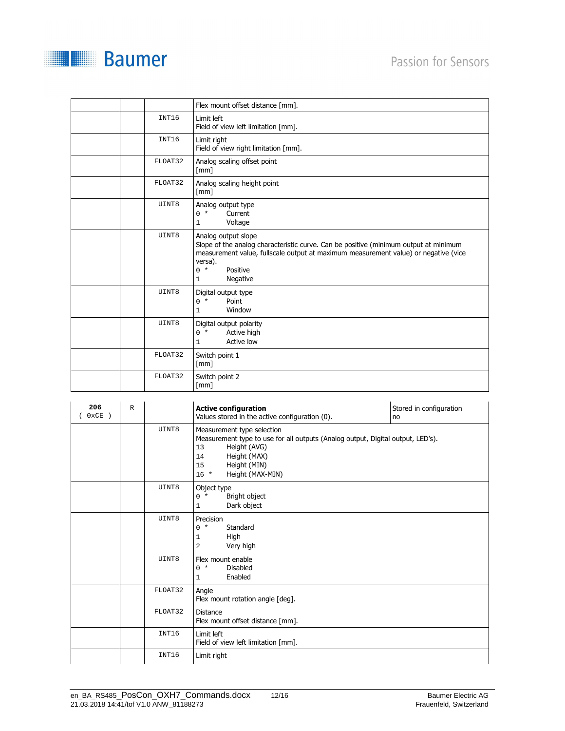| | | | |
|---|---|---|---|
| | | | Flex mount offset distance [mm]. |
| | | INT16 | Limit left<br>Field of view left limitation [mm]. |
| | | INT16 | Limit right<br>Field of view right limitation [mm]. |
| | | FLOAT32 | Analog scaling offset point<br>[mm] |
| | | FLOAT32 | Analog scaling height point<br>[mm] |
| | | UINT8 | Analog output type<br>0 * Current<br>1 Voltage |
| | | UINT8 | Analog output slope<br>Slope of the analog characteristic curve. Can be positive (minimum output at minimum measurement value, fullscale output at maximum measurement value) or negative (vice versa).<br>0 * Positive<br>1 Negative |
| | | UINT8 | Digital output type<br>0 * Point<br>1 Window |
| | | UINT8 | Digital output polarity<br>0 * Active high<br>1 Active low |
| | | FLOAT32 | Switch point 1<br>[mm] |
| | | FLOAT32 | Switch point 2<br>[mm] |

| | | | | |
|---|---|---|---|---|
| **206**<br>( 0xCE ) | R | | **Active configuration**<br>Values stored in the active configuration (0). | Stored in configuration<br>no |
| | | UINT8 | Measurement type selection<br>Measurement type to use for all outputs (Analog output, Digital output, LED's).<br>13 Height (AVG)<br>14 Height (MAX)<br>15 Height (MIN)<br>16 * Height (MAX-MIN) | |
| | | UINT8 | Object type<br>0 * Bright object<br>1 Dark object | |
| | | UINT8<br><br>UINT8 | Precision<br>0 * Standard<br>1 High<br>2 Very high<br><br>Flex mount enable<br>0 * Disabled<br>1 Enabled | |
| | | FLOAT32 | Angle<br>Flex mount rotation angle [deg]. | |
| | | FLOAT32 | Distance<br>Flex mount offset distance [mm]. | |
| | | INT16 | Limit left<br>Field of view left limitation [mm]. | |
| | | INT16 | Limit right | |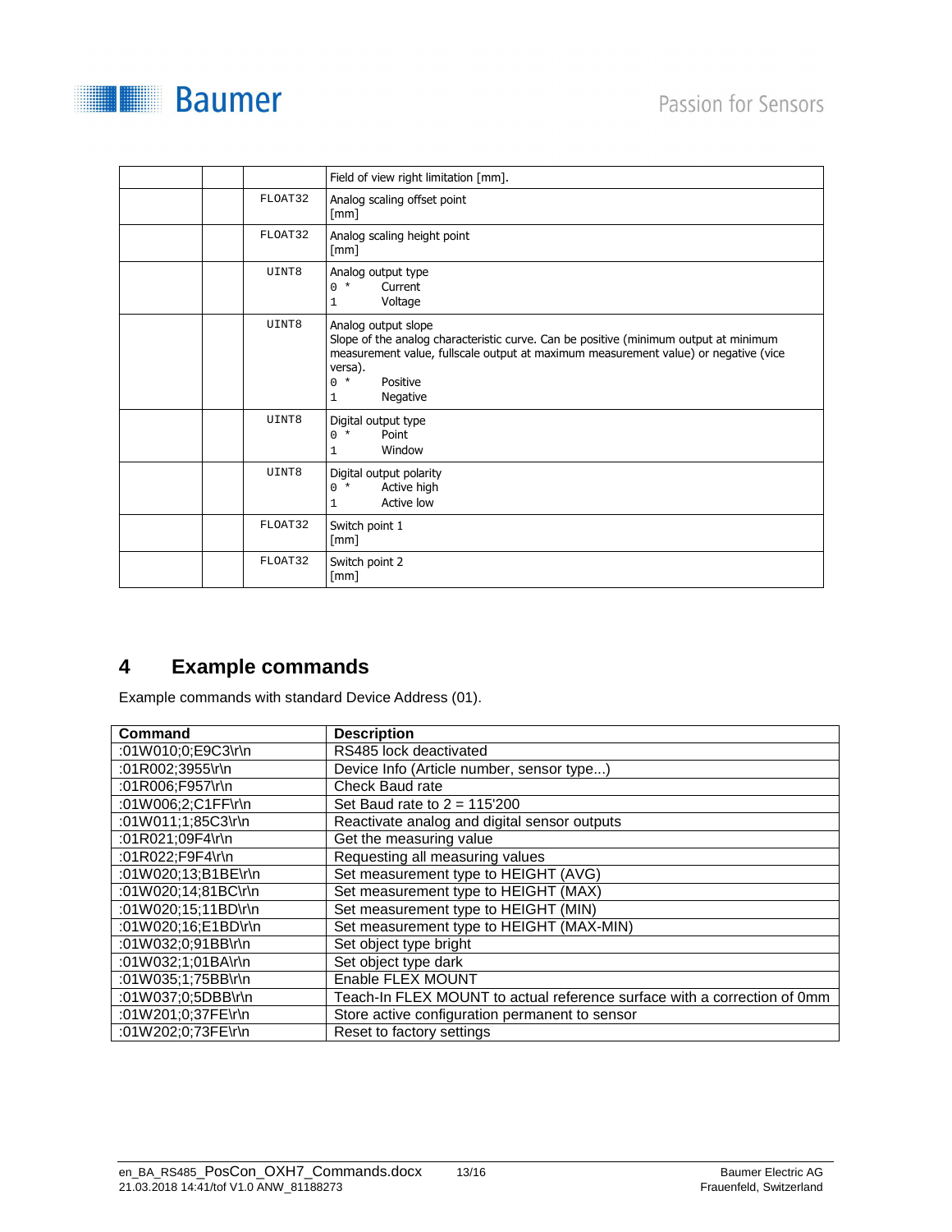| | | | |
|---|---|---|---|
| | | | Field of view right limitation [mm]. |
| | | FLOAT32 | Analog scaling offset point<br>[mm] |
| | | FLOAT32 | Analog scaling height point<br>[mm] |
| | | UINT8 | Analog output type<br>0 * Current<br>1 Voltage |
| | | UINT8 | Analog output slope<br>Slope of the analog characteristic curve. Can be positive (minimum output at minimum measurement value, fullscale output at maximum measurement value) or negative (vice versa).<br>0 * Positive<br>1 Negative |
| | | UINT8 | Digital output type<br>0 * Point<br>1 Window |
| | | UINT8 | Digital output polarity<br>0 * Active high<br>1 Active low |
| | | FLOAT32 | Switch point 1<br>[mm] |
| | | FLOAT32 | Switch point 2<br>[mm] |

# 4 Example commands

Example commands with standard Device Address (01).

| Command | Description |
|---|---|
| :01W010;0;E9C3\r\n | RS485 lock deactivated |
| :01R002;3955\r\n | Device Info (Article number, sensor type...) |
| :01R006;F957\r\n | Check Baud rate |
| :01W006;2;C1FF\r\n | Set Baud rate to 2 = 115'200 |
| :01W011;1;85C3\r\n | Reactivate analog and digital sensor outputs |
| :01R021;09F4\r\n | Get the measuring value |
| :01R022;F9F4\r\n | Requesting all measuring values |
| :01W020;13;B1BE\r\n | Set measurement type to HEIGHT (AVG) |
| :01W020;14;81BC\r\n | Set measurement type to HEIGHT (MAX) |
| :01W020;15;11BD\r\n | Set measurement type to HEIGHT (MIN) |
| :01W020;16;E1BD\r\n | Set measurement type to HEIGHT (MAX-MIN) |
| :01W032;0;91BB\r\n | Set object type bright |
| :01W032;1;01BA\r\n | Set object type dark |
| :01W035;1;75BB\r\n | Enable FLEX MOUNT |
| :01W037;0;5DBB\r\n | Teach-In FLEX MOUNT to actual reference surface with a correction of 0mm |
| :01W201;0;37FE\r\n | Store active configuration permanent to sensor |
| :01W202;0;73FE\r\n | Reset to factory settings |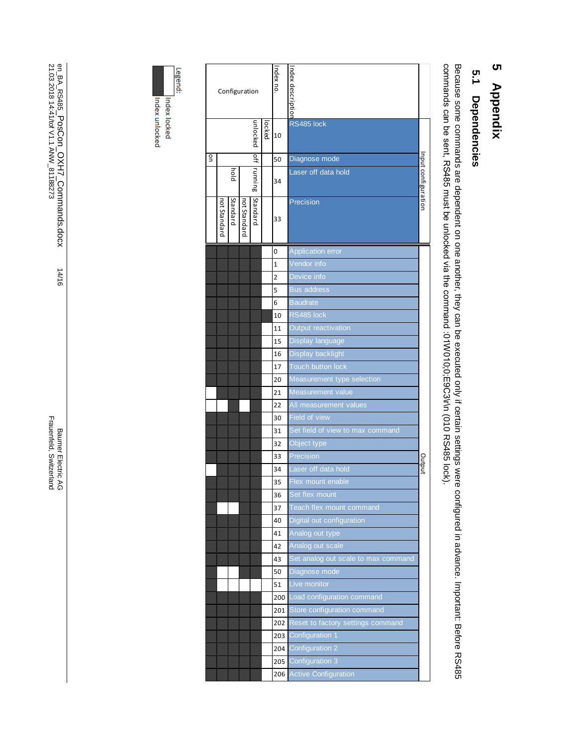# 5 Appendix

## 5.1 Dependencies

Because some commands are dependent on one another, they can be executed only if certain settings were configured in advance. Important: Before RS485 commands can be sent, RS485 must be unlocked via the command :01W010;0;E9C3\r\n (010 RS485 lock).

| | | Input configuration | | | | | |
|---|---|---|---|---|---|---|---|
| **Index description** | RS485 lock | locked | unlocked | unlocked | unlocked | unlocked | unlocked |
| | Diagnose mode | | off | off | off | off | on |
| | Laser off data hold | | running | running | hold | hold | |
| | Precision | | Standard | not Standard | Standard | not Standard | |
| **Index no.** | **Output** | 10 / 50 / 34 / 33 | | | | | |
| 0 | Application error | locked | unlocked | unlocked | unlocked | unlocked | unlocked |
| 1 | Vendor info | locked | unlocked | unlocked | unlocked | unlocked | unlocked |
| 2 | Device info | locked | unlocked | unlocked | unlocked | unlocked | unlocked |
| 5 | Bus address | locked | unlocked | unlocked | unlocked | unlocked | unlocked |
| 6 | Baudrate | locked | unlocked | unlocked | unlocked | unlocked | unlocked |
| 10 | RS485 lock | unlocked | unlocked | unlocked | unlocked | unlocked | unlocked |
| 11 | Output reactivation | locked | unlocked | unlocked | unlocked | unlocked | unlocked |
| 15 | Display language | locked | unlocked | unlocked | unlocked | unlocked | unlocked |
| 16 | Display backlight | locked | unlocked | unlocked | unlocked | unlocked | unlocked |
| 17 | Touch button lock | locked | unlocked | unlocked | unlocked | unlocked | unlocked |
| 20 | Measurement type selection | locked | unlocked | unlocked | unlocked | unlocked | unlocked |
| 21 | Measurement value | locked | unlocked | unlocked | unlocked | unlocked | locked |
| 22 | All measurement values | locked | unlocked | locked | unlocked | locked | locked |
| 30 | Field of view | locked | unlocked | unlocked | unlocked | unlocked | unlocked |
| 31 | Set field of view to max command | locked | unlocked | unlocked | unlocked | unlocked | unlocked |
| 32 | Object type | locked | unlocked | unlocked | unlocked | unlocked | unlocked |
| 33 | Precision | locked | unlocked | unlocked | unlocked | unlocked | unlocked |
| 34 | Laser off data hold | locked | unlocked | unlocked | unlocked | unlocked | locked |
| 35 | Flex mount enable | locked | unlocked | unlocked | unlocked | unlocked | unlocked |
| 36 | Set flex mount | locked | unlocked | unlocked | unlocked | unlocked | unlocked |
| 37 | Teach flex mount command | locked | unlocked | unlocked | locked | locked | unlocked |
| 40 | Digital out configuration | locked | unlocked | unlocked | unlocked | unlocked | unlocked |
| 41 | Analog out type | locked | unlocked | unlocked | unlocked | unlocked | unlocked |
| 42 | Analog out scale | locked | unlocked | unlocked | unlocked | unlocked | unlocked |
| 43 | Set analog out scale to max command | locked | unlocked | unlocked | unlocked | unlocked | unlocked |
| 50 | Diagnose mode | locked | unlocked | unlocked | locked | locked | unlocked |
| 51 | Live monitor | locked | locked | locked | locked | locked | unlocked |
| 200 | Load configuration command | locked | unlocked | unlocked | unlocked | unlocked | unlocked |
| 201 | Store configuration command | locked | unlocked | unlocked | unlocked | unlocked | unlocked |
| 202 | Reset to factory settings command | locked | unlocked | unlocked | unlocked | unlocked | unlocked |
| 203 | Configuration 1 | locked | unlocked | unlocked | unlocked | unlocked | unlocked |
| 204 | Configuration 2 | locked | unlocked | unlocked | unlocked | unlocked | unlocked |
| 205 | Configuration 3 | locked | unlocked | unlocked | unlocked | unlocked | unlocked |
| 206 | Active Configuration | locked | unlocked | unlocked | unlocked | unlocked | unlocked |

**Legend:**
- Index locked
- Index unlocked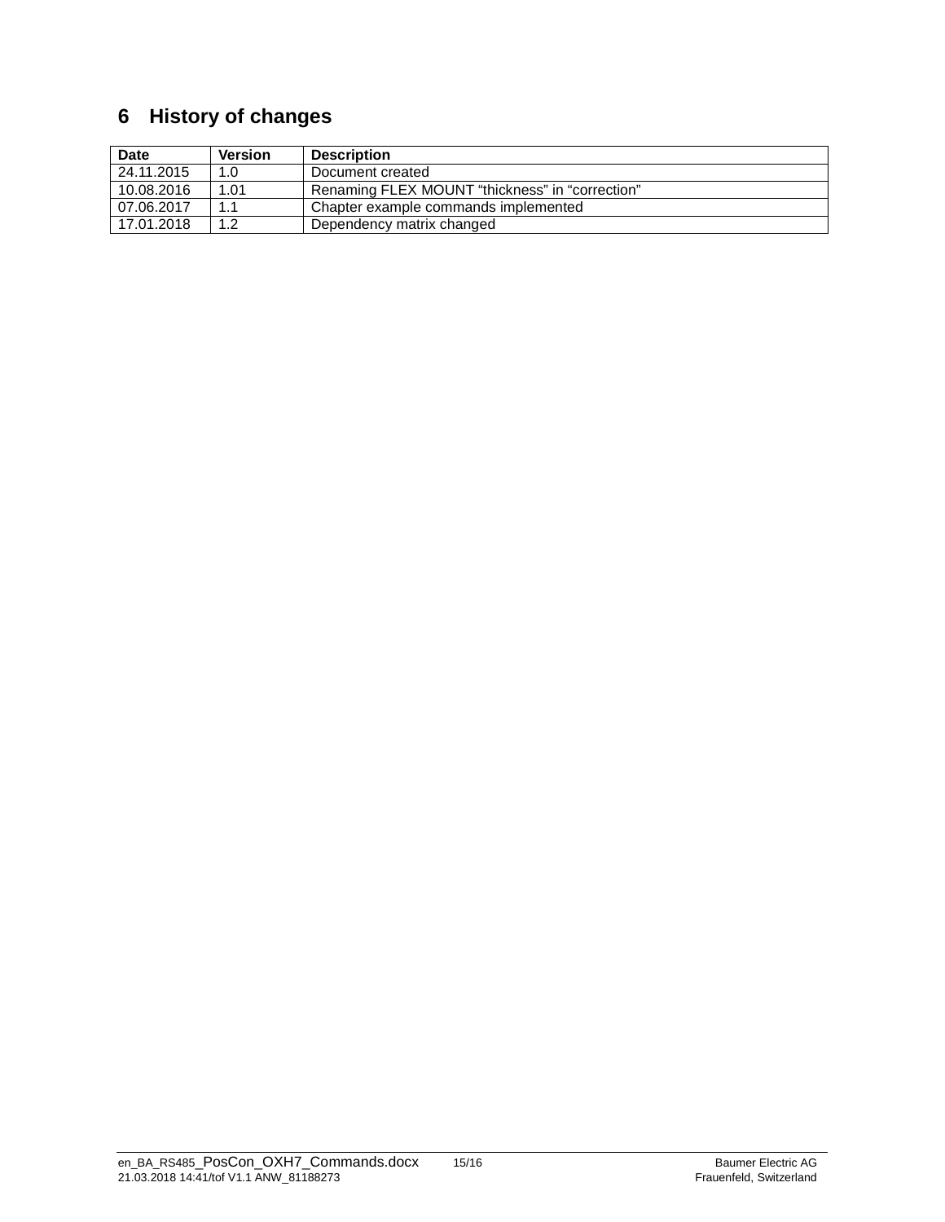# 6 History of changes

| Date | Version | Description |
| --- | --- | --- |
| 24.11.2015 | 1.0 | Document created |
| 10.08.2016 | 1.01 | Renaming FLEX MOUNT “thickness” in “correction” |
| 07.06.2017 | 1.1 | Chapter example commands implemented |
| 17.01.2018 | 1.2 | Dependency matrix changed |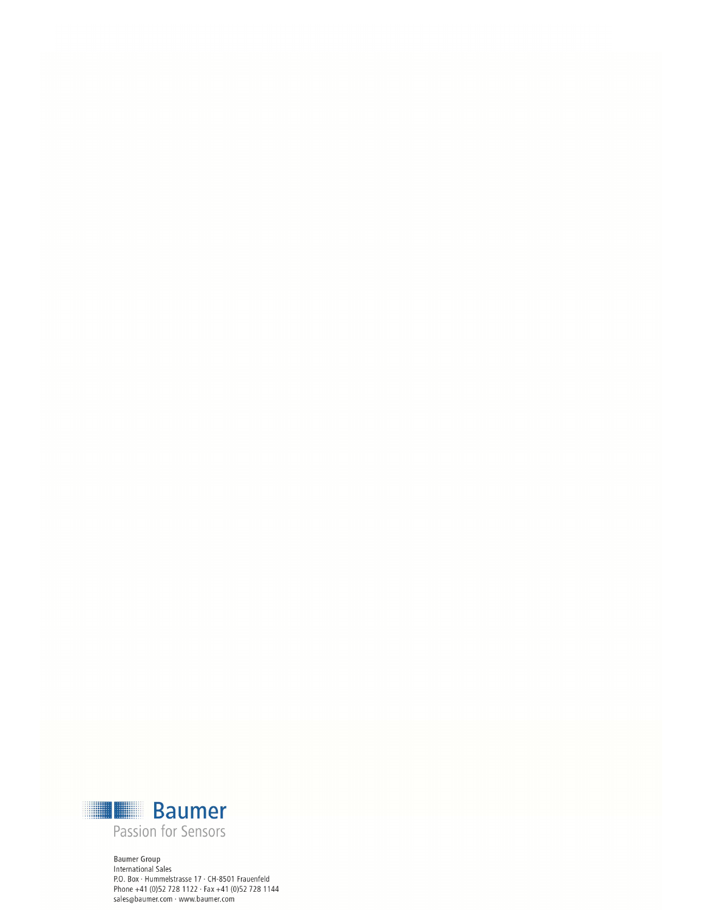Baumer

Passion for Sensors

Baumer Group
International Sales
P.O. Box · Hummelstrasse 17 · CH-8501 Frauenfeld
Phone +41 (0)52 728 1122 · Fax +41 (0)52 728 1144
sales@baumer.com · www.baumer.com